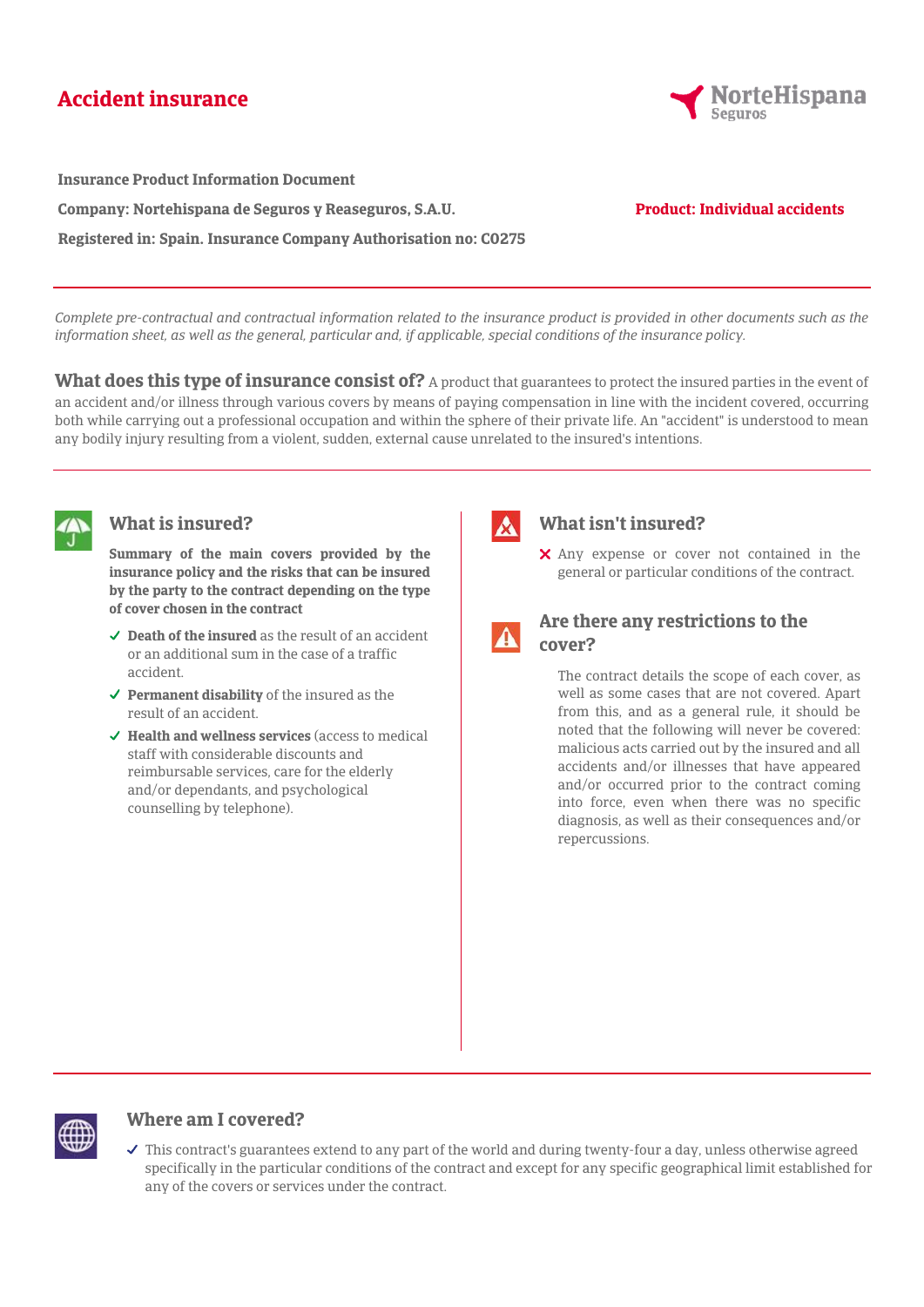# Accident insurance

NorteHispana Seguros

**Insurance Product Information Document**

**Company: Nortehispana de Seguros y Reaseguros, S.A.U.**

**Product: Individual accidents**

**Registered in: Spain. Insurance Company Authorisation no: C0275**

*Complete pre-contractual and contractual information related to the insurance product is provided in other documents such as the information sheet, as well as the general, particular and, if applicable, special conditions of the insurance policy.*

**What does this type of insurance consist of?** A product that guarantees to protect the insured parties in the event of an accident and/or illness through various covers by means of paying compensation in line with the incident covered, occurring both while carrying out a professional occupation and within the sphere of their private life. An "accident" is understood to mean any bodily injury resulting from a violent, sudden, external cause unrelated to the insured's intentions.

## What is insured?

**Summary of the main covers provided by the insurance policy and the risks that can be insured by the party to the contract depending on the type of cover chosen in the contract**

- ✓ **Death of the insured** as the result of an accident or an additional sum in the case of a traffic accident.
- ✓ **Permanent disability** of the insured as the result of an accident.
- ✓ **Health and wellness services** (access to medical staff with considerable discounts and reimbursable services, care for the elderly and/or dependants, and psychological counselling by telephone).

## What isn't insured?

- ✗ Any expense or cover not contained in the general or particular conditions of the contract.

## Are there any restrictions to the cover?

The contract details the scope of each cover, as well as some cases that are not covered. Apart from this, and as a general rule, it should be noted that the following will never be covered: malicious acts carried out by the insured and all accidents and/or illnesses that have appeared and/or occurred prior to the contract coming into force, even when there was no specific diagnosis, as well as their consequences and/or repercussions.

## Where am I covered?

- ✓ This contract's guarantees extend to any part of the world and during twenty-four a day, unless otherwise agreed specifically in the particular conditions of the contract and except for any specific geographical limit established for any of the covers or services under the contract.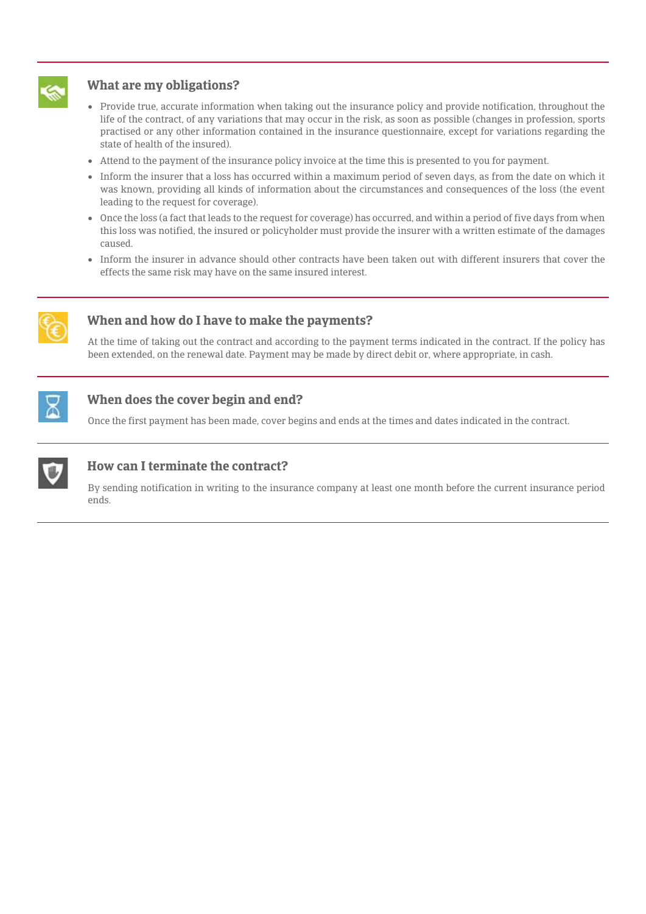## What are my obligations?

- Provide true, accurate information when taking out the insurance policy and provide notification, throughout the life of the contract, of any variations that may occur in the risk, as soon as possible (changes in profession, sports practised or any other information contained in the insurance questionnaire, except for variations regarding the state of health of the insured).
- Attend to the payment of the insurance policy invoice at the time this is presented to you for payment.
- Inform the insurer that a loss has occurred within a maximum period of seven days, as from the date on which it was known, providing all kinds of information about the circumstances and consequences of the loss (the event leading to the request for coverage).
- Once the loss (a fact that leads to the request for coverage) has occurred, and within a period of five days from when this loss was notified, the insured or policyholder must provide the insurer with a written estimate of the damages caused.
- Inform the insurer in advance should other contracts have been taken out with different insurers that cover the effects the same risk may have on the same insured interest.

## When and how do I have to make the payments?

At the time of taking out the contract and according to the payment terms indicated in the contract. If the policy has been extended, on the renewal date. Payment may be made by direct debit or, where appropriate, in cash.

## When does the cover begin and end?

Once the first payment has been made, cover begins and ends at the times and dates indicated in the contract.

## How can I terminate the contract?

By sending notification in writing to the insurance company at least one month before the current insurance period ends.